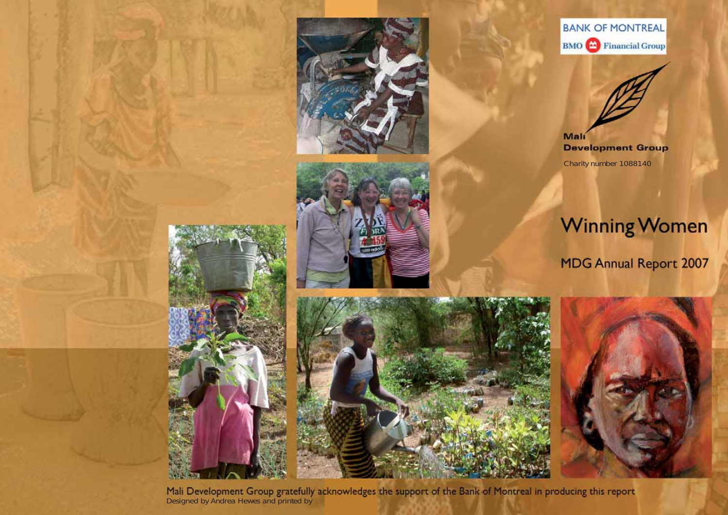BANK OF MONTREAL

BMO Financial Group

Mali Development Group

Charity number 1088140

# Winning Women

## MDG Annual Report 2007

Mali Development Group gratefully acknowledges the support of the Bank of Montreal in producing this report

Designed by Andrea Hewes and printed by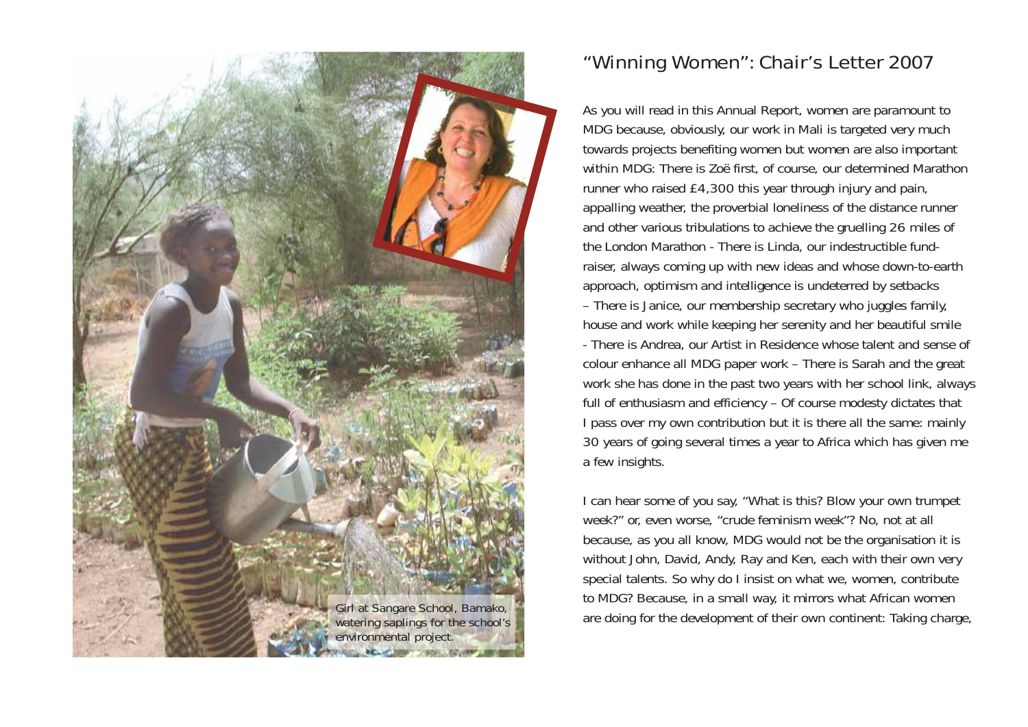Girl at Sangare School, Bamako, watering saplings for the school's environmental project.

# "Winning Women": Chair's Letter 2007

As you will read in this Annual Report, women are paramount to MDG because, obviously, our work in Mali is targeted very much towards projects benefiting women but women are also important within MDG: There is Zoë first, of course, our determined Marathon runner who raised £4,300 this year through injury and pain, appalling weather, the proverbial loneliness of the distance runner and other various tribulations to achieve the gruelling 26 miles of the London Marathon - There is Linda, our indestructible fund-raiser, always coming up with new ideas and whose down-to-earth approach, optimism and intelligence is undeterred by setbacks – There is Janice, our membership secretary who juggles family, house and work while keeping her serenity and her beautiful smile - There is Andrea, our Artist in Residence whose talent and sense of colour enhance all MDG paper work – There is Sarah and the great work she has done in the past two years with her school link, always full of enthusiasm and efficiency – Of course modesty dictates that I pass over my own contribution but it is there all the same: mainly 30 years of going several times a year to Africa which has given me a few insights.

I can hear some of you say, "What is this? Blow your own trumpet week?" or, even worse, "crude feminism week"? No, not at all because, as you all know, MDG would not be the organisation it is without John, David, Andy, Ray and Ken, each with their own very special talents. So why do I insist on what we, women, contribute to MDG? Because, in a small way, it mirrors what African women are doing for the development of their own continent: Taking charge,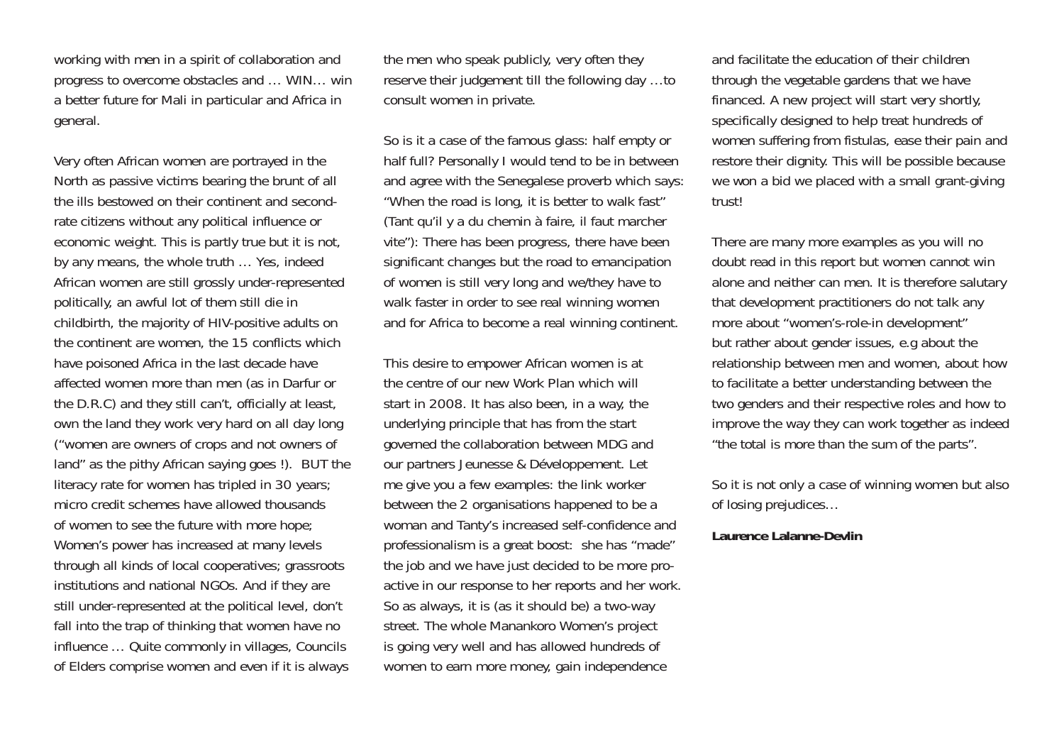working with men in a spirit of collaboration and progress to overcome obstacles and … WIN… win a better future for Mali in particular and Africa in general.

Very often African women are portrayed in the North as passive victims bearing the brunt of all the ills bestowed on their continent and second-rate citizens without any political influence or economic weight. This is partly true but it is not, by any means, the whole truth … Yes, indeed African women are still grossly under-represented politically, an awful lot of them still die in childbirth, the majority of HIV-positive adults on the continent are women, the 15 conflicts which have poisoned Africa in the last decade have affected women more than men (as in Darfur or the D.R.C) and they still can't, officially at least, own the land they work very hard on all day long ("women are owners of crops and not owners of land" as the pithy African saying goes !). BUT the literacy rate for women has tripled in 30 years; micro credit schemes have allowed thousands of women to see the future with more hope; Women's power has increased at many levels through all kinds of local cooperatives; grassroots institutions and national NGOs. And if they are still under-represented at the political level, don't fall into the trap of thinking that women have no influence … Quite commonly in villages, Councils of Elders comprise women and even if it is always the men who speak publicly, very often they reserve their judgement till the following day …to consult women in private.

So is it a case of the famous glass: half empty or half full? Personally I would tend to be in between and agree with the Senegalese proverb which says: "When the road is long, it is better to walk fast" (Tant qu'il y a du chemin à faire, il faut marcher vite"): There has been progress, there have been significant changes but the road to emancipation of women is still very long and we/they have to walk faster in order to see real winning women and for Africa to become a real winning continent.

This desire to empower African women is at the centre of our new Work Plan which will start in 2008. It has also been, in a way, the underlying principle that has from the start governed the collaboration between MDG and our partners Jeunesse & Développement. Let me give you a few examples: the link worker between the 2 organisations happened to be a woman and Tanty's increased self-confidence and professionalism is a great boost: she has "made" the job and we have just decided to be more pro-active in our response to her reports and her work. So as always, it is (as it should be) a two-way street. The whole Manankoro Women's project is going very well and has allowed hundreds of women to earn more money, gain independence and facilitate the education of their children through the vegetable gardens that we have financed. A new project will start very shortly, specifically designed to help treat hundreds of women suffering from fistulas, ease their pain and restore their dignity. This will be possible because we won a bid we placed with a small grant-giving trust!

There are many more examples as you will no doubt read in this report but women cannot win alone and neither can men. It is therefore salutary that development practitioners do not talk any more about "women's-role-in development" but rather about gender issues, e.g about the relationship between men and women, about how to facilitate a better understanding between the two genders and their respective roles and how to improve the way they can work together as indeed "the total is more than the sum of the parts".

So it is not only a case of winning women but also of losing prejudices…

**Laurence Lalanne-Devlin**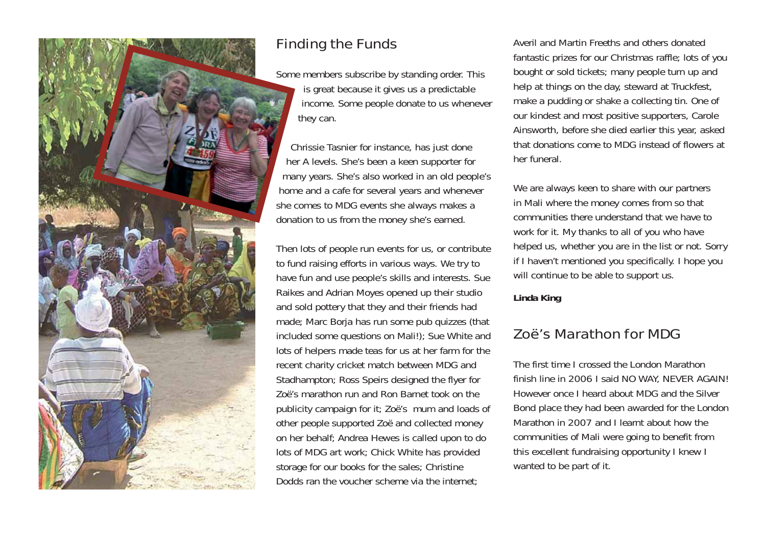## Finding the Funds

Some members subscribe by standing order. This is great because it gives us a predictable income. Some people donate to us whenever they can.

Chrissie Tasnier for instance, has just done her A levels. She's been a keen supporter for many years. She's also worked in an old people's home and a cafe for several years and whenever she comes to MDG events she always makes a donation to us from the money she's earned.

Then lots of people run events for us, or contribute to fund raising efforts in various ways. We try to have fun and use people's skills and interests. Sue Raikes and Adrian Moyes opened up their studio and sold pottery that they and their friends had made; Marc Borja has run some pub quizzes (that included some questions on Mali!); Sue White and lots of helpers made teas for us at her farm for the recent charity cricket match between MDG and Stadhampton; Ross Speirs designed the flyer for Zoë's marathon run and Ron Barnet took on the publicity campaign for it; Zoë's mum and loads of other people supported Zoë and collected money on her behalf; Andrea Hewes is called upon to do lots of MDG art work; Chick White has provided storage for our books for the sales; Christine Dodds ran the voucher scheme via the internet; Averil and Martin Freeths and others donated fantastic prizes for our Christmas raffle; lots of you bought or sold tickets; many people turn up and help at things on the day, steward at Truckfest, make a pudding or shake a collecting tin. One of our kindest and most positive supporters, Carole Ainsworth, before she died earlier this year, asked that donations come to MDG instead of flowers at her funeral.

We are always keen to share with our partners in Mali where the money comes from so that communities there understand that we have to work for it. My thanks to all of you who have helped us, whether you are in the list or not. Sorry if I haven't mentioned you specifically. I hope you will continue to be able to support us.

**Linda King**

## Zoë's Marathon for MDG

The first time I crossed the London Marathon finish line in 2006 I said NO WAY, NEVER AGAIN! However once I heard about MDG and the Silver Bond place they had been awarded for the London Marathon in 2007 and I learnt about how the communities of Mali were going to benefit from this excellent fundraising opportunity I knew I wanted to be part of it.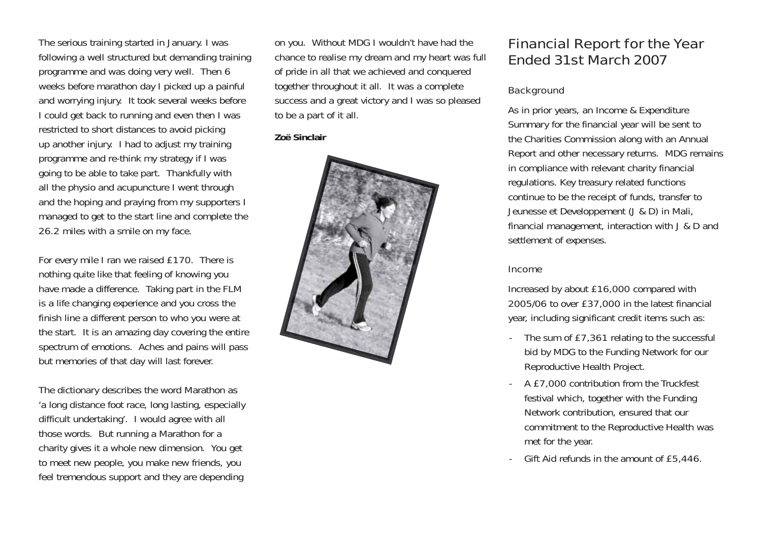The serious training started in January. I was following a well structured but demanding training programme and was doing very well. Then 6 weeks before marathon day I picked up a painful and worrying injury. It took several weeks before I could get back to running and even then I was restricted to short distances to avoid picking up another injury. I had to adjust my training programme and re-think my strategy if I was going to be able to take part. Thankfully with all the physio and acupuncture I went through and the hoping and praying from my supporters I managed to get to the start line and complete the 26.2 miles with a smile on my face.

For every mile I ran we raised £170. There is nothing quite like that feeling of knowing you have made a difference. Taking part in the FLM is a life changing experience and you cross the finish line a different person to who you were at the start. It is an amazing day covering the entire spectrum of emotions. Aches and pains will pass but memories of that day will last forever.

The dictionary describes the word Marathon as 'a long distance foot race, long lasting, especially difficult undertaking'. I would agree with all those words. But running a Marathon for a charity gives it a whole new dimension. You get to meet new people, you make new friends, you feel tremendous support and they are depending on you. Without MDG I wouldn't have had the chance to realise my dream and my heart was full of pride in all that we achieved and conquered together throughout it all. It was a complete success and a great victory and I was so pleased to be a part of it all.

**Zoë Sinclair**

# Financial Report for the Year Ended 31st March 2007

## Background

As in prior years, an Income & Expenditure Summary for the financial year will be sent to the Charities Commission along with an Annual Report and other necessary returns. MDG remains in compliance with relevant charity financial regulations. Key treasury related functions continue to be the receipt of funds, transfer to Jeunesse et Developpement (J & D) in Mali, financial management, interaction with J & D and settlement of expenses.

## Income

Increased by about £16,000 compared with 2005/06 to over £37,000 in the latest financial year, including significant credit items such as:

- The sum of £7,361 relating to the successful bid by MDG to the Funding Network for our Reproductive Health Project.
- A £7,000 contribution from the Truckfest festival which, together with the Funding Network contribution, ensured that our commitment to the Reproductive Health was met for the year.
- Gift Aid refunds in the amount of £5,446.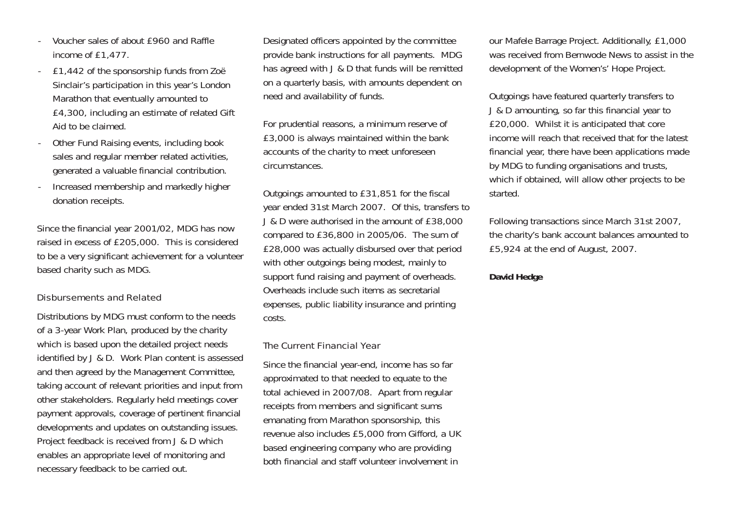- Voucher sales of about £960 and Raffle income of £1,477.
- £1,442 of the sponsorship funds from Zoë Sinclair's participation in this year's London Marathon that eventually amounted to £4,300, including an estimate of related Gift Aid to be claimed.
- Other Fund Raising events, including book sales and regular member related activities, generated a valuable financial contribution.
- Increased membership and markedly higher donation receipts.

Since the financial year 2001/02, MDG has now raised in excess of £205,000. This is considered to be a very significant achievement for a volunteer based charity such as MDG.

### Disbursements and Related

Distributions by MDG must conform to the needs of a 3-year Work Plan, produced by the charity which is based upon the detailed project needs identified by J & D. Work Plan content is assessed and then agreed by the Management Committee, taking account of relevant priorities and input from other stakeholders. Regularly held meetings cover payment approvals, coverage of pertinent financial developments and updates on outstanding issues. Project feedback is received from J & D which enables an appropriate level of monitoring and necessary feedback to be carried out.

Designated officers appointed by the committee provide bank instructions for all payments. MDG has agreed with J & D that funds will be remitted on a quarterly basis, with amounts dependent on need and availability of funds.

For prudential reasons, a minimum reserve of £3,000 is always maintained within the bank accounts of the charity to meet unforeseen circumstances.

Outgoings amounted to £31,851 for the fiscal year ended 31st March 2007. Of this, transfers to J & D were authorised in the amount of £38,000 compared to £36,800 in 2005/06. The sum of £28,000 was actually disbursed over that period with other outgoings being modest, mainly to support fund raising and payment of overheads. Overheads include such items as secretarial expenses, public liability insurance and printing costs.

### The Current Financial Year

Since the financial year-end, income has so far approximated to that needed to equate to the total achieved in 2007/08. Apart from regular receipts from members and significant sums emanating from Marathon sponsorship, this revenue also includes £5,000 from Gifford, a UK based engineering company who are providing both financial and staff volunteer involvement in our Mafele Barrage Project. Additionally, £1,000 was received from Bernwode News to assist in the development of the Women's' Hope Project.

Outgoings have featured quarterly transfers to J & D amounting, so far this financial year to £20,000. Whilst it is anticipated that core income will reach that received that for the latest financial year, there have been applications made by MDG to funding organisations and trusts, which if obtained, will allow other projects to be started.

Following transactions since March 31st 2007, the charity's bank account balances amounted to £5,924 at the end of August, 2007.

**David Hedge**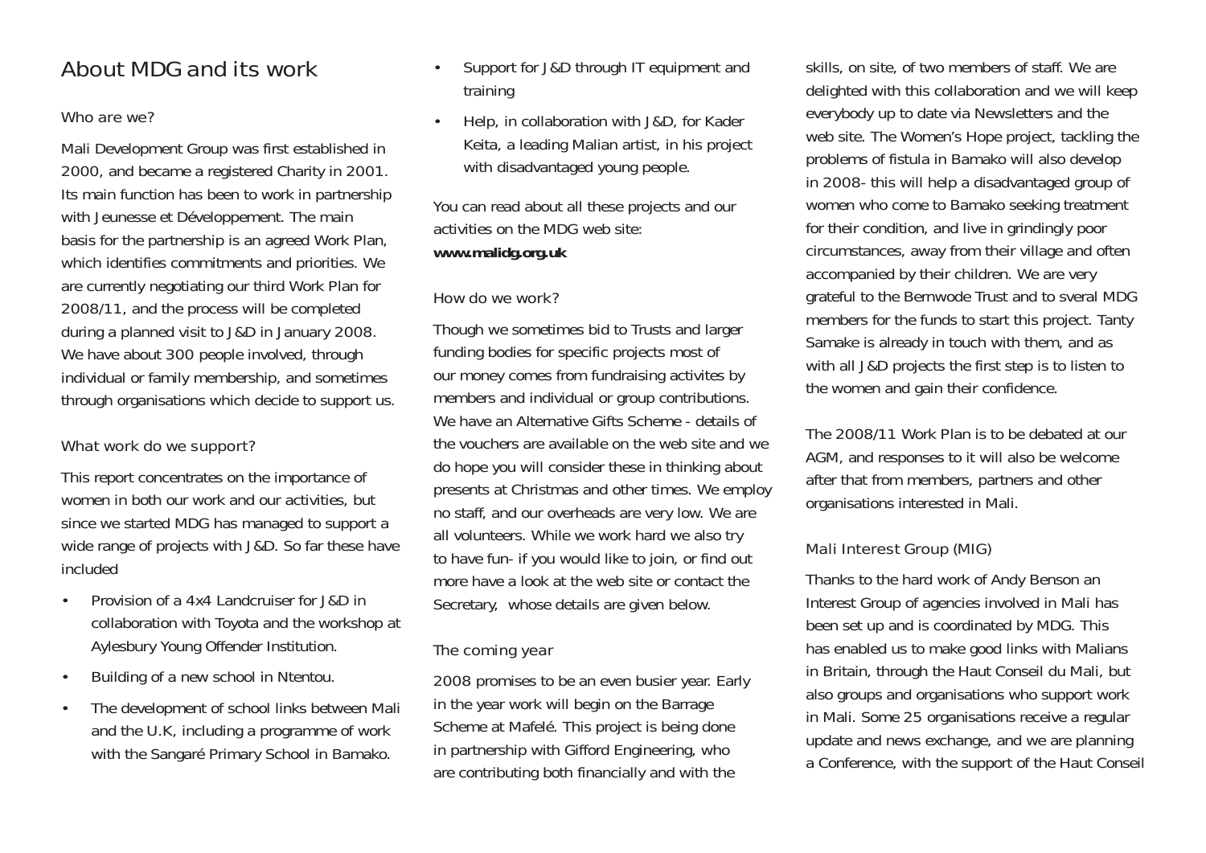# About MDG and its work

## Who are we?

Mali Development Group was first established in 2000, and became a registered Charity in 2001. Its main function has been to work in partnership with Jeunesse et Développement. The main basis for the partnership is an agreed Work Plan, which identifies commitments and priorities. We are currently negotiating our third Work Plan for 2008/11, and the process will be completed during a planned visit to J&D in January 2008. We have about 300 people involved, through individual or family membership, and sometimes through organisations which decide to support us.

## What work do we support?

This report concentrates on the importance of women in both our work and our activities, but since we started MDG has managed to support a wide range of projects with J&D. So far these have included

- Provision of a 4x4 Landcruiser for J&D in collaboration with Toyota and the workshop at Aylesbury Young Offender Institution.
- Building of a new school in Ntentou.
- The development of school links between Mali and the U.K, including a programme of work with the Sangaré Primary School in Bamako.
- Support for J&D through IT equipment and training
- Help, in collaboration with J&D, for Kader Keita, a leading Malian artist, in his project with disadvantaged young people.

You can read about all these projects and our activities on the MDG web site: **www.malidg.org.uk**

## How do we work?

Though we sometimes bid to Trusts and larger funding bodies for specific projects most of our money comes from fundraising activites by members and individual or group contributions. We have an Alternative Gifts Scheme - details of the vouchers are available on the web site and we do hope you will consider these in thinking about presents at Christmas and other times. We employ no staff, and our overheads are very low. We are all volunteers. While we work hard we also try to have fun- if you would like to join, or find out more have a look at the web site or contact the Secretary, whose details are given below.

## The coming year

2008 promises to be an even busier year. Early in the year work will begin on the Barrage Scheme at Mafelé. This project is being done in partnership with Gifford Engineering, who are contributing both financially and with the skills, on site, of two members of staff. We are delighted with this collaboration and we will keep everybody up to date via Newsletters and the web site. The Women's Hope project, tackling the problems of fistula in Bamako will also develop in 2008- this will help a disadvantaged group of women who come to Bamako seeking treatment for their condition, and live in grindingly poor circumstances, away from their village and often accompanied by their children. We are very grateful to the Bernwode Trust and to sveral MDG members for the funds to start this project. Tanty Samake is already in touch with them, and as with all J&D projects the first step is to listen to the women and gain their confidence.

The 2008/11 Work Plan is to be debated at our AGM, and responses to it will also be welcome after that from members, partners and other organisations interested in Mali.

## Mali Interest Group (MIG)

Thanks to the hard work of Andy Benson an Interest Group of agencies involved in Mali has been set up and is coordinated by MDG. This has enabled us to make good links with Malians in Britain, through the Haut Conseil du Mali, but also groups and organisations who support work in Mali. Some 25 organisations receive a regular update and news exchange, and we are planning a Conference, with the support of the Haut Conseil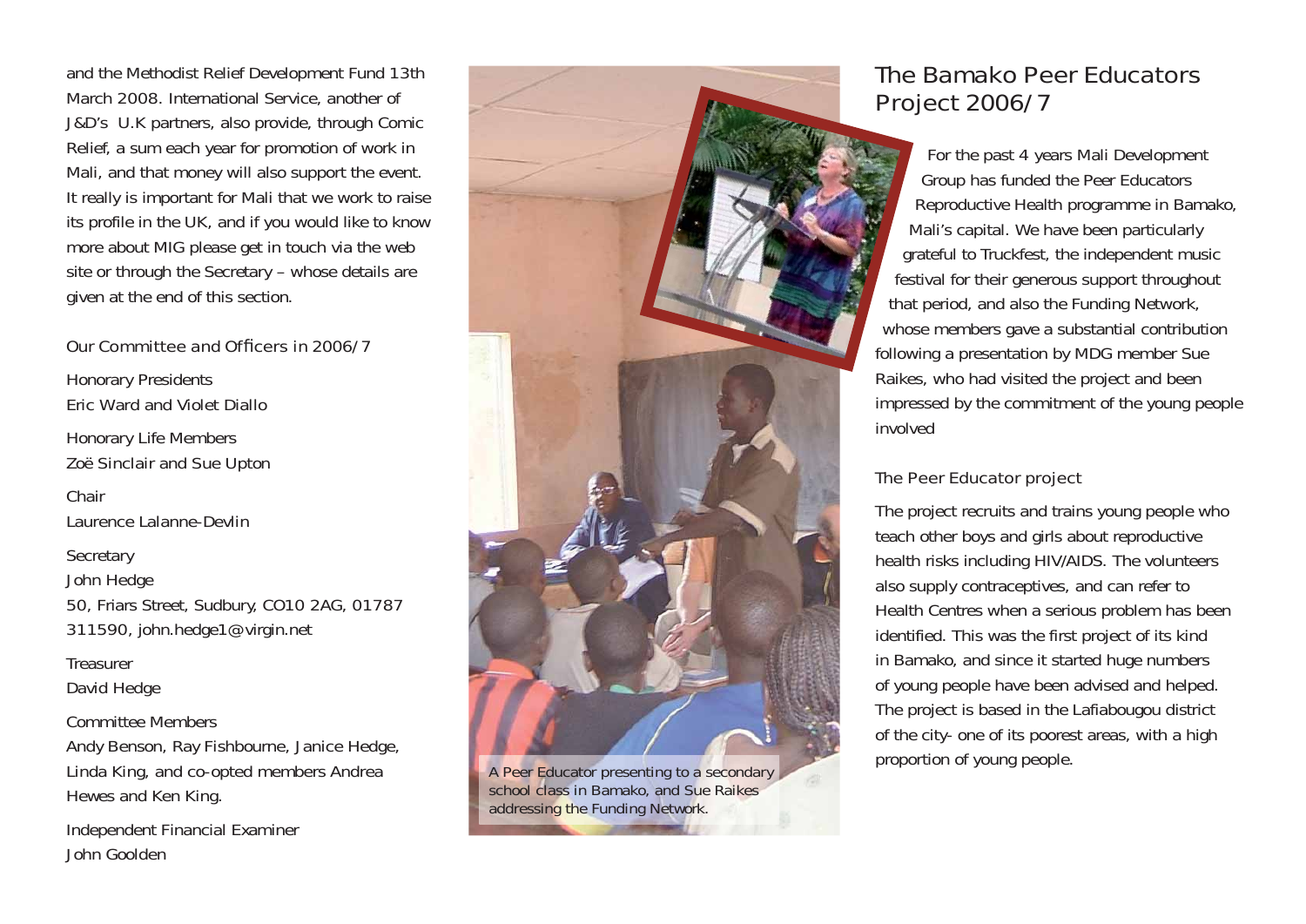and the Methodist Relief Development Fund 13th March 2008. International Service, another of J&D's U.K partners, also provide, through Comic Relief, a sum each year for promotion of work in Mali, and that money will also support the event. It really is important for Mali that we work to raise its profile in the UK, and if you would like to know more about MIG please get in touch via the web site or through the Secretary – whose details are given at the end of this section.

### Our Committee and Officers in 2006/7

Honorary Presidents
Eric Ward and Violet Diallo

Honorary Life Members
Zoë Sinclair and Sue Upton

Chair
Laurence Lalanne-Devlin

Secretary
John Hedge
50, Friars Street, Sudbury, CO10 2AG, 01787 311590, john.hedge1@virgin.net

Treasurer
David Hedge

Committee Members
Andy Benson, Ray Fishbourne, Janice Hedge, Linda King, and co-opted members Andrea Hewes and Ken King.

Independent Financial Examiner
John Goolden

A Peer Educator presenting to a secondary school class in Bamako, and Sue Raikes addressing the Funding Network.

## The Bamako Peer Educators Project 2006/7

For the past 4 years Mali Development Group has funded the Peer Educators Reproductive Health programme in Bamako, Mali's capital. We have been particularly grateful to Truckfest, the independent music festival for their generous support throughout that period, and also the Funding Network, whose members gave a substantial contribution following a presentation by MDG member Sue Raikes, who had visited the project and been impressed by the commitment of the young people involved

### The Peer Educator project

The project recruits and trains young people who teach other boys and girls about reproductive health risks including HIV/AIDS. The volunteers also supply contraceptives, and can refer to Health Centres when a serious problem has been identified. This was the first project of its kind in Bamako, and since it started huge numbers of young people have been advised and helped. The project is based in the Lafiabougou district of the city- one of its poorest areas, with a high proportion of young people.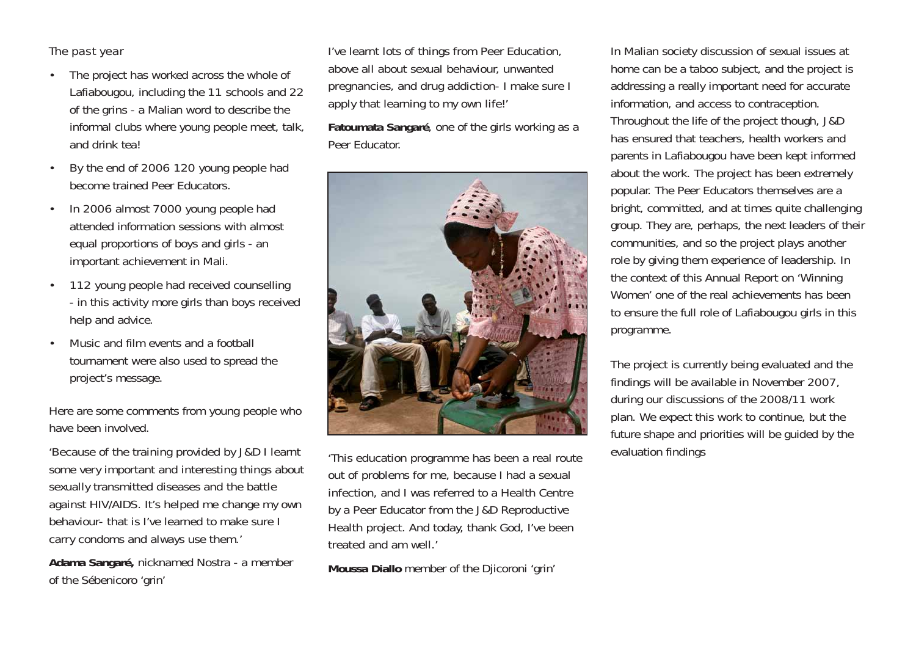*The past year*

- The project has worked across the whole of Lafiabougou, including the 11 schools and 22 of the grins - a Malian word to describe the informal clubs where young people meet, talk, and drink tea!
- By the end of 2006 120 young people had become trained Peer Educators.
- In 2006 almost 7000 young people had attended information sessions with almost equal proportions of boys and girls - an important achievement in Mali.
- 112 young people had received counselling - in this activity more girls than boys received help and advice.
- Music and film events and a football tournament were also used to spread the project's message.

Here are some comments from young people who have been involved.

'Because of the training provided by J&D I learnt some very important and interesting things about sexually transmitted diseases and the battle against HIV/AIDS. It's helped me change my own behaviour- that is I've learned to make sure I carry condoms and always use them.'

**Adama Sangaré,** nicknamed Nostra - a member of the Sébenicoro 'grin'

I've learnt lots of things from Peer Education, above all about sexual behaviour, unwanted pregnancies, and drug addiction- I make sure I apply that learning to my own life!'

**Fatoumata Sangaré**, one of the girls working as a Peer Educator.

'This education programme has been a real route out of problems for me, because I had a sexual infection, and I was referred to a Health Centre by a Peer Educator from the J&D Reproductive Health project. And today, thank God, I've been treated and am well.'

**Moussa Diallo** member of the Djicoroni 'grin'

In Malian society discussion of sexual issues at home can be a taboo subject, and the project is addressing a really important need for accurate information, and access to contraception. Throughout the life of the project though, J&D has ensured that teachers, health workers and parents in Lafiabougou have been kept informed about the work. The project has been extremely popular. The Peer Educators themselves are a bright, committed, and at times quite challenging group. They are, perhaps, the next leaders of their communities, and so the project plays another role by giving them experience of leadership. In the context of this Annual Report on 'Winning Women' one of the real achievements has been to ensure the full role of Lafiabougou girls in this programme.

The project is currently being evaluated and the findings will be available in November 2007, during our discussions of the 2008/11 work plan. We expect this work to continue, but the future shape and priorities will be guided by the evaluation findings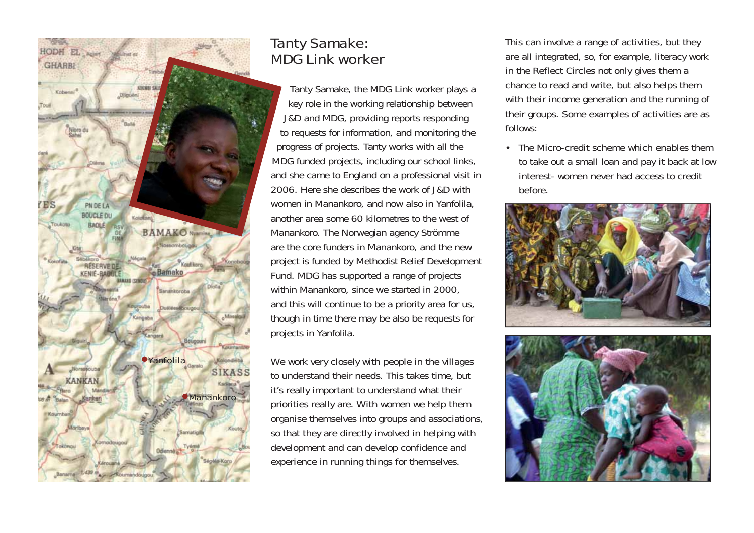## Tanty Samake: MDG Link worker

Tanty Samake, the MDG Link worker plays a key role in the working relationship between J&D and MDG, providing reports responding to requests for information, and monitoring the progress of projects. Tanty works with all the MDG funded projects, including our school links, and she came to England on a professional visit in 2006. Here she describes the work of J&D with women in Manankoro, and now also in Yanfolila, another area some 60 kilometres to the west of Manankoro. The Norwegian agency Strömme are the core funders in Manankoro, and the new project is funded by Methodist Relief Development Fund. MDG has supported a range of projects within Manankoro, since we started in 2000, and this will continue to be a priority area for us, though in time there may be also be requests for projects in Yanfolila.

We work very closely with people in the villages to understand their needs. This takes time, but it's really important to understand what their priorities really are. With women we help them organise themselves into groups and associations, so that they are directly involved in helping with development and can develop confidence and experience in running things for themselves.

This can involve a range of activities, but they are all integrated, so, for example, literacy work in the Reflect Circles not only gives them a chance to read and write, but also helps them with their income generation and the running of their groups. Some examples of activities are as follows:

- The Micro-credit scheme which enables them to take out a small loan and pay it back at low interest- women never had access to credit before.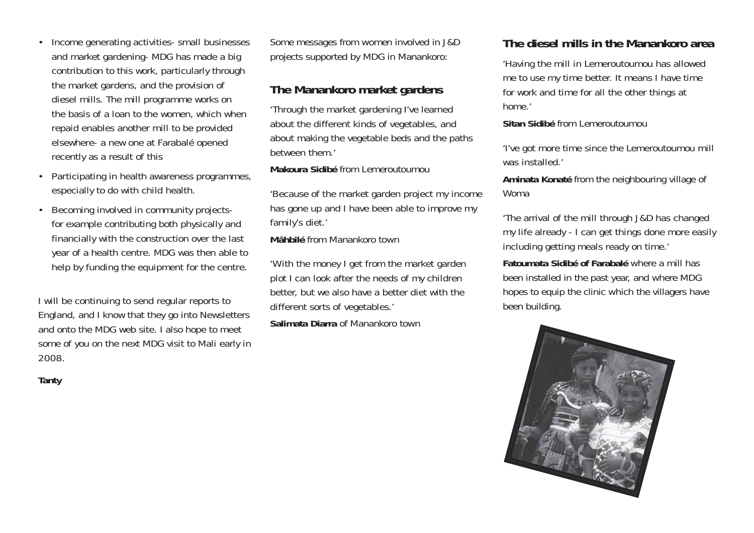- Income generating activities- small businesses and market gardening- MDG has made a big contribution to this work, particularly through the market gardens, and the provision of diesel mills. The mill programme works on the basis of a loan to the women, which when repaid enables another mill to be provided elsewhere- a new one at Farabalé opened recently as a result of this
- Participating in health awareness programmes, especially to do with child health.
- Becoming involved in community projects- for example contributing both physically and financially with the construction over the last year of a health centre. MDG was then able to help by funding the equipment for the centre.

I will be continuing to send regular reports to England, and I know that they go into Newsletters and onto the MDG web site. I also hope to meet some of you on the next MDG visit to Mali early in 2008.

**Tanty**

Some messages from women involved in J&D projects supported by MDG in Manankoro:

## The Manankoro market gardens

'Through the market gardening I've learned about the different kinds of vegetables, and about making the vegetable beds and the paths between them.'

**Makoura Sidibé** from Lemeroutoumou

'Because of the market garden project my income has gone up and I have been able to improve my family's diet.'

**Mâhbilé** from Manankoro town

'With the money I get from the market garden plot I can look after the needs of my children better, but we also have a better diet with the different sorts of vegetables.'

**Salimata Diarra** of Manankoro town

## The diesel mills in the Manankoro area

'Having the mill in Lemeroutoumou has allowed me to use my time better. It means I have time for work and time for all the other things at home.'

**Sitan Sidibé** from Lemeroutoumou

'I've got more time since the Lemeroutoumou mill was installed.'

**Aminata Konaté** from the neighbouring village of Woma

'The arrival of the mill through J&D has changed my life already - I can get things done more easily including getting meals ready on time.'

**Fatoumata Sidibé of Farabalé** where a mill has been installed in the past year, and where MDG hopes to equip the clinic which the villagers have been building.